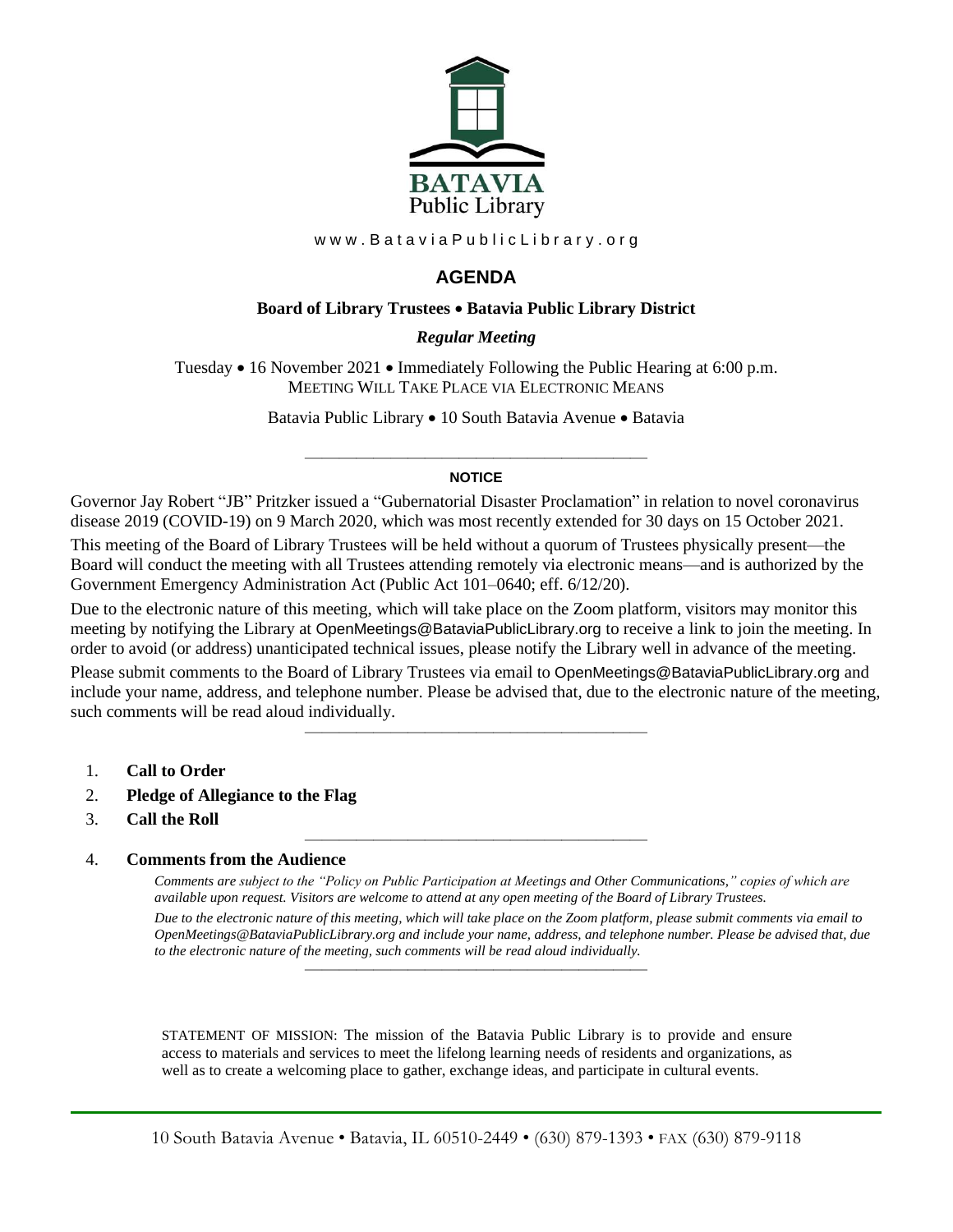BATAVIA
Public Library

www.BataviaPublicLibrary.org

# AGENDA

**Board of Library Trustees • Batavia Public Library District**

***Regular Meeting***

Tuesday • 16 November 2021 • Immediately Following the Public Hearing at 6:00 p.m.
MEETING WILL TAKE PLACE VIA ELECTRONIC MEANS

Batavia Public Library • 10 South Batavia Avenue • Batavia

---

**NOTICE**

Governor Jay Robert "JB" Pritzker issued a "Gubernatorial Disaster Proclamation" in relation to novel coronavirus disease 2019 (COVID-19) on 9 March 2020, which was most recently extended for 30 days on 15 October 2021.

This meeting of the Board of Library Trustees will be held without a quorum of Trustees physically present—the Board will conduct the meeting with all Trustees attending remotely via electronic means—and is authorized by the Government Emergency Administration Act (Public Act 101–0640; eff. 6/12/20).

Due to the electronic nature of this meeting, which will take place on the Zoom platform, visitors may monitor this meeting by notifying the Library at OpenMeetings@BataviaPublicLibrary.org to receive a link to join the meeting. In order to avoid (or address) unanticipated technical issues, please notify the Library well in advance of the meeting.

Please submit comments to the Board of Library Trustees via email to OpenMeetings@BataviaPublicLibrary.org and include your name, address, and telephone number. Please be advised that, due to the electronic nature of the meeting, such comments will be read aloud individually.

---

1. **Call to Order**
2. **Pledge of Allegiance to the Flag**
3. **Call the Roll**

---

4. **Comments from the Audience**

   *Comments are subject to the "Policy on Public Participation at Meetings and Other Communications," copies of which are available upon request. Visitors are welcome to attend at any open meeting of the Board of Library Trustees.*

   *Due to the electronic nature of this meeting, which will take place on the Zoom platform, please submit comments via email to OpenMeetings@BataviaPublicLibrary.org and include your name, address, and telephone number. Please be advised that, due to the electronic nature of the meeting, such comments will be read aloud individually.*

---

STATEMENT OF MISSION: The mission of the Batavia Public Library is to provide and ensure access to materials and services to meet the lifelong learning needs of residents and organizations, as well as to create a welcoming place to gather, exchange ideas, and participate in cultural events.

10 South Batavia Avenue • Batavia, IL 60510-2449 • (630) 879-1393 • FAX (630) 879-9118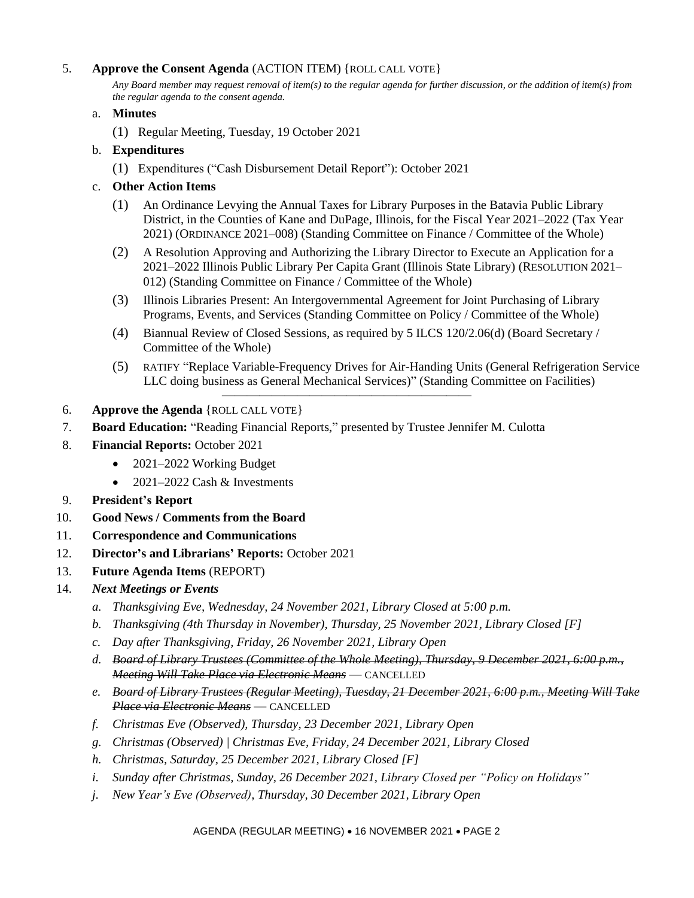5. **Approve the Consent Agenda** (ACTION ITEM) {ROLL CALL VOTE}

   *Any Board member may request removal of item(s) to the regular agenda for further discussion, or the addition of item(s) from the regular agenda to the consent agenda.*

   a. **Minutes**

      (1) Regular Meeting, Tuesday, 19 October 2021

   b. **Expenditures**

      (1) Expenditures ("Cash Disbursement Detail Report"): October 2021

   c. **Other Action Items**

      (1) An Ordinance Levying the Annual Taxes for Library Purposes in the Batavia Public Library District, in the Counties of Kane and DuPage, Illinois, for the Fiscal Year 2021–2022 (Tax Year 2021) (ORDINANCE 2021–008) (Standing Committee on Finance / Committee of the Whole)

      (2) A Resolution Approving and Authorizing the Library Director to Execute an Application for a 2021–2022 Illinois Public Library Per Capita Grant (Illinois State Library) (RESOLUTION 2021–012) (Standing Committee on Finance / Committee of the Whole)

      (3) Illinois Libraries Present: An Intergovernmental Agreement for Joint Purchasing of Library Programs, Events, and Services (Standing Committee on Policy / Committee of the Whole)

      (4) Biannual Review of Closed Sessions, as required by 5 ILCS 120/2.06(d) (Board Secretary / Committee of the Whole)

      (5) RATIFY "Replace Variable-Frequency Drives for Air-Handing Units (General Refrigeration Service LLC doing business as General Mechanical Services)" (Standing Committee on Facilities)

---

6. **Approve the Agenda** {ROLL CALL VOTE}
7. **Board Education:** "Reading Financial Reports," presented by Trustee Jennifer M. Culotta
8. **Financial Reports:** October 2021
   - 2021–2022 Working Budget
   - 2021–2022 Cash & Investments
9. **President's Report**
10. **Good News / Comments from the Board**
11. **Correspondence and Communications**
12. **Director's and Librarians' Reports:** October 2021
13. **Future Agenda Items** (REPORT)
14. ***Next Meetings or Events***

    a. *Thanksgiving Eve, Wednesday, 24 November 2021, Library Closed at 5:00 p.m.*

    b. *Thanksgiving (4th Thursday in November), Thursday, 25 November 2021, Library Closed [F]*

    c. *Day after Thanksgiving, Friday, 26 November 2021, Library Open*

    d. ~~*Board of Library Trustees (Committee of the Whole Meeting), Thursday, 9 December 2021, 6:00 p.m., Meeting Will Take Place via Electronic Means*~~ — CANCELLED

    e. ~~*Board of Library Trustees (Regular Meeting), Tuesday, 21 December 2021, 6:00 p.m., Meeting Will Take Place via Electronic Means*~~ — CANCELLED

    f. *Christmas Eve (Observed), Thursday, 23 December 2021, Library Open*

    g. *Christmas (Observed) | Christmas Eve, Friday, 24 December 2021, Library Closed*

    h. *Christmas, Saturday, 25 December 2021, Library Closed [F]*

    i. *Sunday after Christmas, Sunday, 26 December 2021, Library Closed per "Policy on Holidays"*

    j. *New Year's Eve (Observed), Thursday, 30 December 2021, Library Open*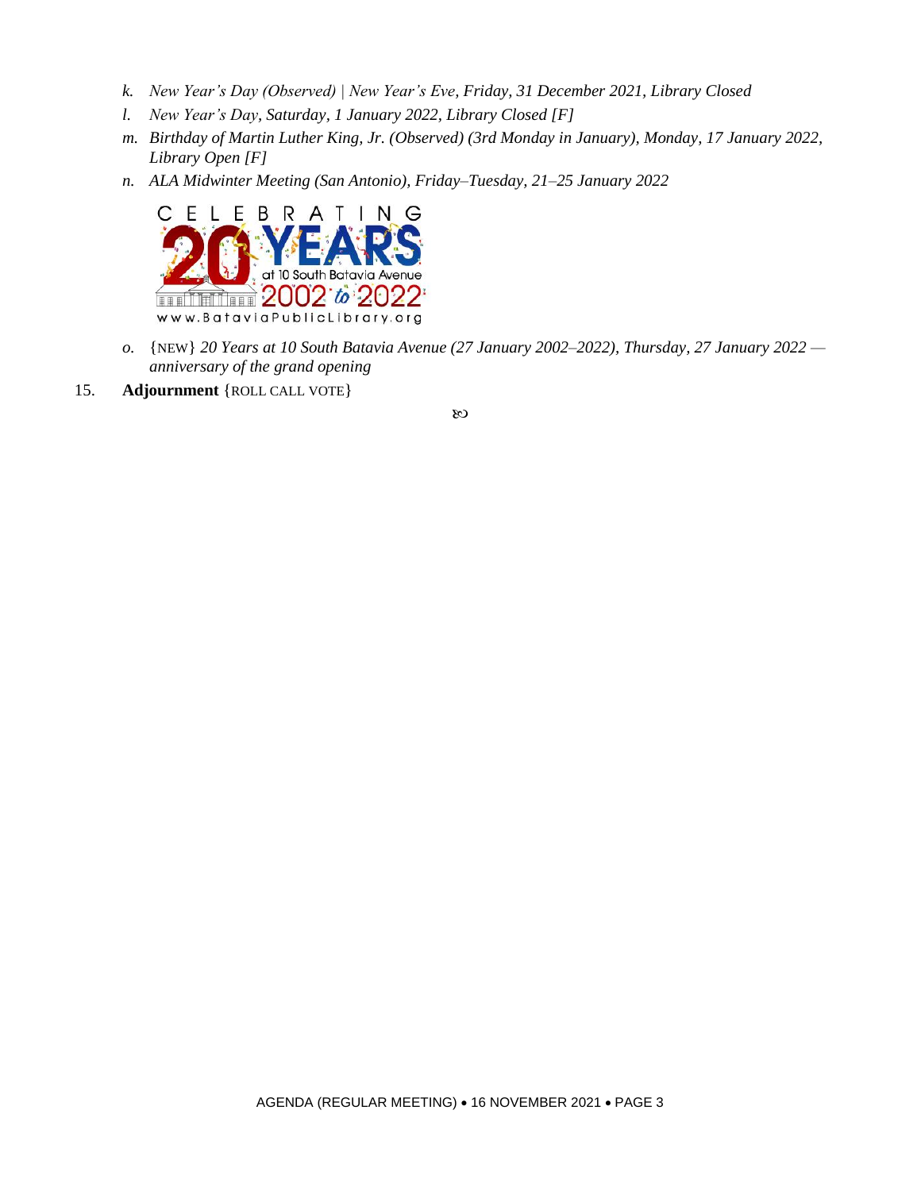k. *New Year's Day (Observed) | New Year's Eve, Friday, 31 December 2021, Library Closed*
l. *New Year's Day, Saturday, 1 January 2022, Library Closed [F]*
m. *Birthday of Martin Luther King, Jr. (Observed) (3rd Monday in January), Monday, 17 January 2022, Library Open [F]*
n. *ALA Midwinter Meeting (San Antonio), Friday–Tuesday, 21–25 January 2022*

CELEBRATING 20 YEARS at 10 South Batavia Avenue 2002 to 2022
www.BataviaPublicLibrary.org

o. {NEW} *20 Years at 10 South Batavia Avenue (27 January 2002–2022), Thursday, 27 January 2022 — anniversary of the grand opening*

15. **Adjournment** {ROLL CALL VOTE}

☙